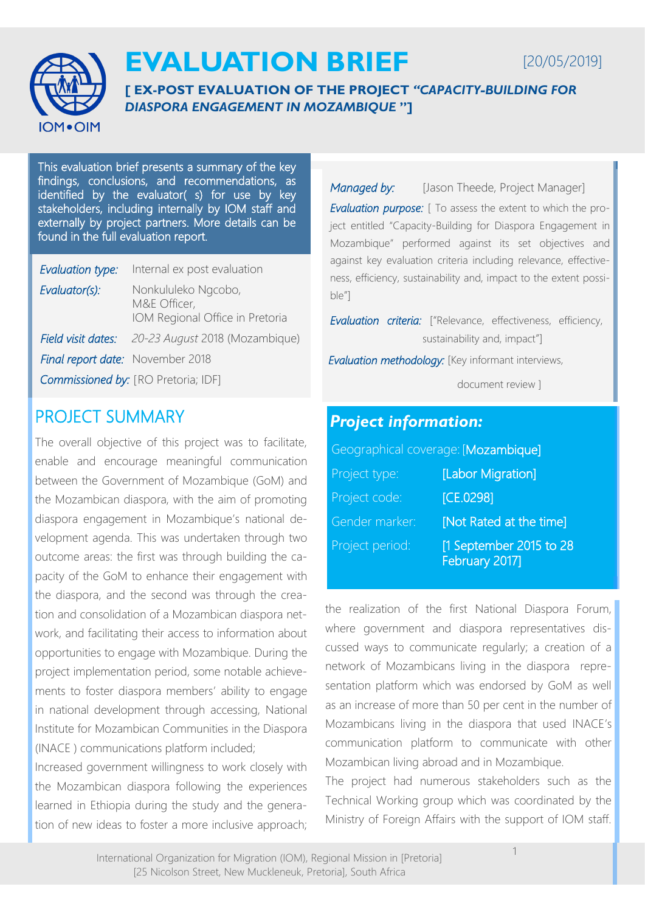# EVALUATION BRIEF

[20/05/2019]

**[ EX-POST EVALUATION OF THE PROJECT *"CAPACITY-BUILDING FOR DIASPORA ENGAGEMENT IN MOZAMBIQUE "*]**

This evaluation brief presents a summary of the key findings, conclusions, and recommendations, as identified by the evaluator( s) for use by key stakeholders, including internally by IOM staff and externally by project partners. More details can be found in the full evaluation report.

| | |
|---|---|
| *Evaluation type:* | Internal ex post evaluation |
| *Evaluator(s):* | Nonkululeko Ngcobo, M&E Officer, IOM Regional Office in Pretoria |
| *Field visit dates:* | *20-23 August* 2018 (Mozambique) |
| *Final report date:* | November 2018 |
| *Commissioned by:* | [RO Pretoria; IDF] |

*Managed by:* [Jason Theede, Project Manager]

*Evaluation purpose:* [ To assess the extent to which the project entitled "Capacity-Building for Diaspora Engagement in Mozambique" performed against its set objectives and against key evaluation criteria including relevance, effectiveness, efficiency, sustainability and, impact to the extent possible"]

*Evaluation criteria:* ["Relevance, effectiveness, efficiency, sustainability and, impact"]

*Evaluation methodology:* [Key informant interviews, document review ]

## PROJECT SUMMARY

The overall objective of this project was to facilitate, enable and encourage meaningful communication between the Government of Mozambique (GoM) and the Mozambican diaspora, with the aim of promoting diaspora engagement in Mozambique's national development agenda. This was undertaken through two outcome areas: the first was through building the capacity of the GoM to enhance their engagement with the diaspora, and the second was through the creation and consolidation of a Mozambican diaspora network, and facilitating their access to information about opportunities to engage with Mozambique. During the project implementation period, some notable achievements to foster diaspora members' ability to engage in national development through accessing, National Institute for Mozambican Communities in the Diaspora (INACE ) communications platform included;

Increased government willingness to work closely with the Mozambican diaspora following the experiences learned in Ethiopia during the study and the generation of new ideas to foster a more inclusive approach; the realization of the first National Diaspora Forum, where government and diaspora representatives discussed ways to communicate regularly; a creation of a network of Mozambicans living in the diaspora representation platform which was endorsed by GoM as well as an increase of more than 50 per cent in the number of Mozambicans living in the diaspora that used INACE's communication platform to communicate with other Mozambican living abroad and in Mozambique.

The project had numerous stakeholders such as the Technical Working group which was coordinated by the Ministry of Foreign Affairs with the support of IOM staff.

## *Project information:*

| | |
|---|---|
| Geographical coverage: | [Mozambique] |
| Project type: | [Labor Migration] |
| Project code: | [CE.0298] |
| Gender marker: | [Not Rated at the time] |
| Project period: | [1 September 2015 to 28 February 2017] |

International Organization for Migration (IOM), Regional Mission in [Pretoria]
[25 Nicolson Street, New Muckleneuk, Pretoria], South Africa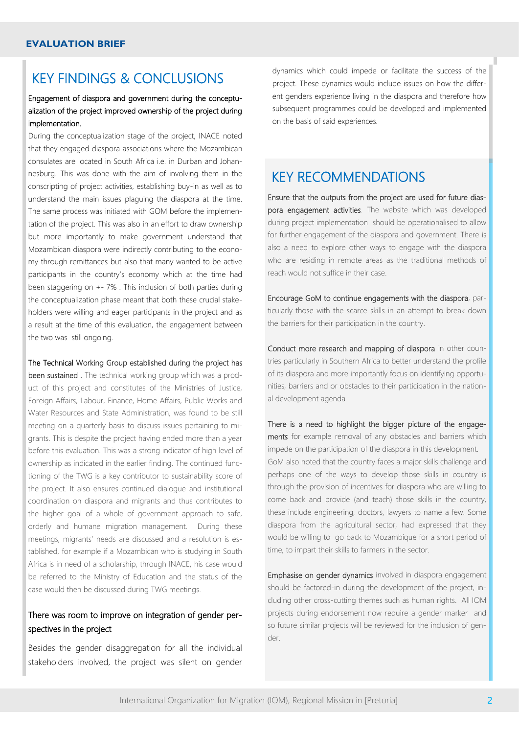## KEY FINDINGS & CONCLUSIONS

**Engagement of diaspora and government during the conceptualization of the project improved ownership of the project during implementation.**

During the conceptualization stage of the project, INACE noted that they engaged diaspora associations where the Mozambican consulates are located in South Africa i.e. in Durban and Johannesburg. This was done with the aim of involving them in the conscripting of project activities, establishing buy-in as well as to understand the main issues plaguing the diaspora at the time. The same process was initiated with GOM before the implementation of the project. This was also in an effort to draw ownership but more importantly to make government understand that Mozambican diaspora were indirectly contributing to the economy through remittances but also that many wanted to be active participants in the country's economy which at the time had been staggering on +- 7% . This inclusion of both parties during the conceptualization phase meant that both these crucial stakeholders were willing and eager participants in the project and as a result at the time of this evaluation, the engagement between the two was still ongoing.

**The Technical Working Group established during the project has been sustained .** The technical working group which was a product of this project and constitutes of the Ministries of Justice, Foreign Affairs, Labour, Finance, Home Affairs, Public Works and Water Resources and State Administration, was found to be still meeting on a quarterly basis to discuss issues pertaining to migrants. This is despite the project having ended more than a year before this evaluation. This was a strong indicator of high level of ownership as indicated in the earlier finding. The continued functioning of the TWG is a key contributor to sustainability score of the project. It also ensures continued dialogue and institutional coordination on diaspora and migrants and thus contributes to the higher goal of a whole of government approach to safe, orderly and humane migration management. During these meetings, migrants' needs are discussed and a resolution is established, for example if a Mozambican who is studying in South Africa is in need of a scholarship, through INACE, his case would be referred to the Ministry of Education and the status of the case would then be discussed during TWG meetings.

**There was room to improve on integration of gender perspectives in the project**

Besides the gender disaggregation for all the individual stakeholders involved, the project was silent on gender dynamics which could impede or facilitate the success of the project. These dynamics would include issues on how the different genders experience living in the diaspora and therefore how subsequent programmes could be developed and implemented on the basis of said experiences.

## KEY RECOMMENDATIONS

**Ensure that the outputs from the project are used for future diaspora engagement activities**. The website which was developed during project implementation should be operationalised to allow for further engagement of the diaspora and government. There is also a need to explore other ways to engage with the diaspora who are residing in remote areas as the traditional methods of reach would not suffice in their case.

**Encourage GoM to continue engagements with the diaspora**, particularly those with the scarce skills in an attempt to break down the barriers for their participation in the country.

**Conduct more research and mapping of diaspora** in other countries particularly in Southern Africa to better understand the profile of its diaspora and more importantly focus on identifying opportunities, barriers and or obstacles to their participation in the national development agenda.

**There is a need to highlight the bigger picture of the engagements** for example removal of any obstacles and barriers which impede on the participation of the diaspora in this development. GoM also noted that the country faces a major skills challenge and perhaps one of the ways to develop those skills in country is through the provision of incentives for diaspora who are willing to come back and provide (and teach) those skills in the country, these include engineering, doctors, lawyers to name a few. Some diaspora from the agricultural sector, had expressed that they would be willing to go back to Mozambique for a short period of time, to impart their skills to farmers in the sector.

**Emphasise on gender dynamics** involved in diaspora engagement should be factored-in during the development of the project, including other cross-cutting themes such as human rights. All IOM projects during endorsement now require a gender marker and so future similar projects will be reviewed for the inclusion of gender.